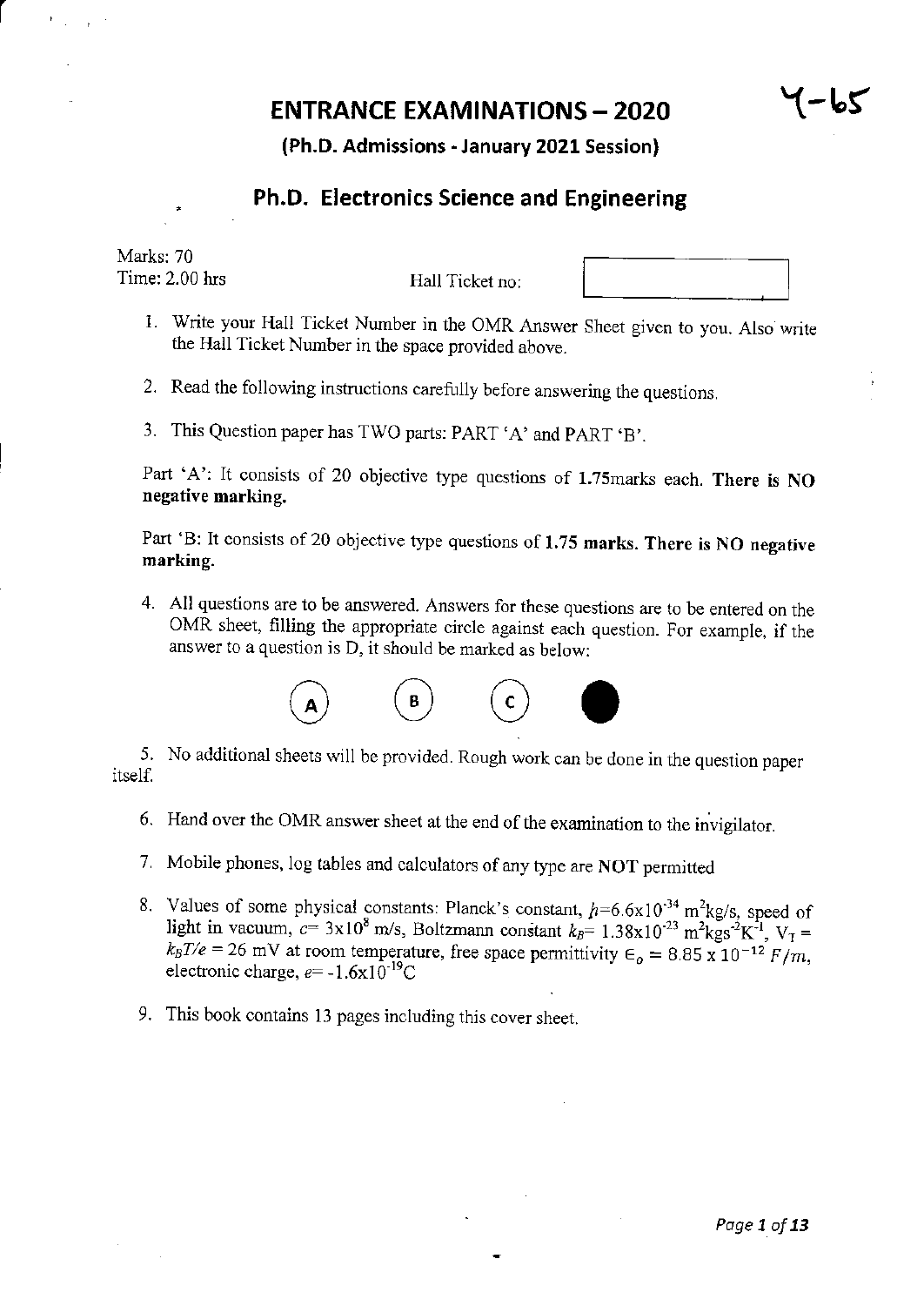# ENTRANCE EXAMINATIONS – 2020

Y-65

### (Ph.D. Admissions - January 2021 Session)

## Ph.D. Electronics Science and Engineering

Marks: 70
Time: 2.00 hrs

Hall Ticket no:

1. Write your Hall Ticket Number in the OMR Answer Sheet given to you. Also write the Hall Ticket Number in the space provided above.

2. Read the following instructions carefully before answering the questions.

3. This Question paper has TWO parts: PART 'A' and PART 'B'.

Part 'A': It consists of 20 objective type questions of 1.75marks each. **There is NO negative marking.**

Part 'B: It consists of 20 objective type questions of **1.75 marks. There is NO negative marking.**

4. All questions are to be answered. Answers for these questions are to be entered on the OMR sheet, filling the appropriate circle against each question. For example, if the answer to a question is D, it should be marked as below:

(A) (B) (C) ●

5. No additional sheets will be provided. Rough work can be done in the question paper itself.

6. Hand over the OMR answer sheet at the end of the examination to the invigilator.

7. Mobile phones, log tables and calculators of any type are **NOT** permitted

8. Values of some physical constants: Planck's constant, $h$=6.6x10$^{-34}$ m$^2$kg/s, speed of light in vacuum, $c$= 3x10$^8$ m/s, Boltzmann constant $k_B$= 1.38x10$^{-23}$ m$^2$kgs$^{-2}$K$^{-1}$, $V_T = k_BT/e$ = 26 mV at room temperature, free space permittivity $\epsilon_o = 8.85 \times 10^{-12}\ F/m$, electronic charge, $e$= -1.6x10$^{-19}$C

9. This book contains 13 pages including this cover sheet.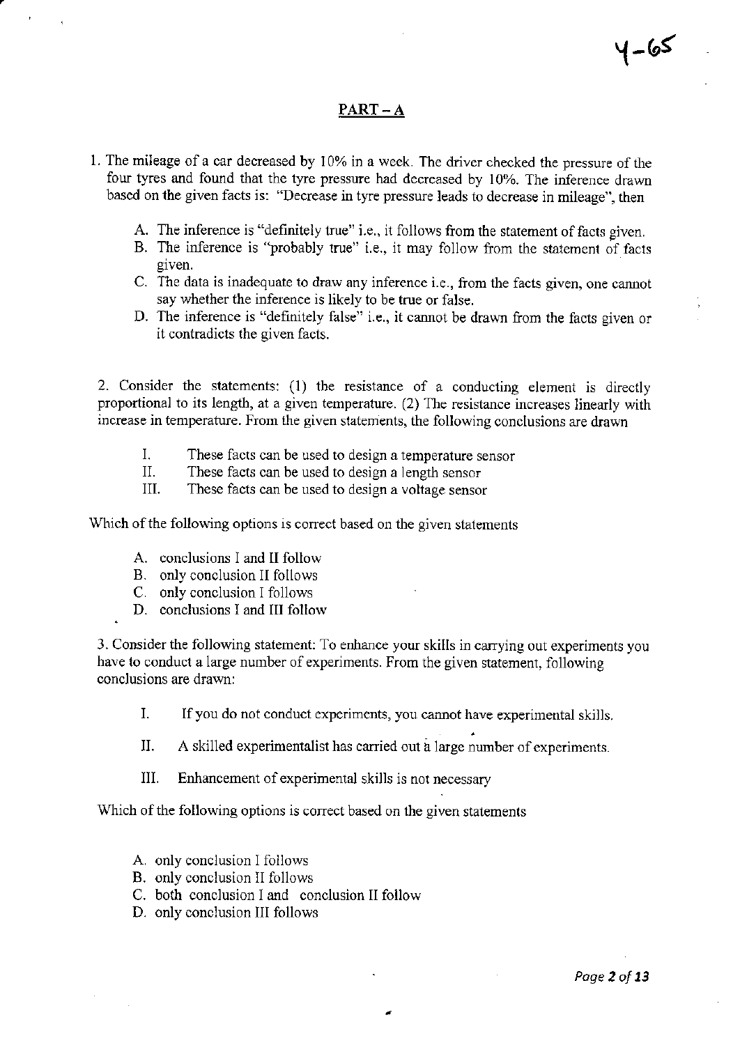## PART – A

1. The mileage of a car decreased by 10% in a week. The driver checked the pressure of the four tyres and found that the tyre pressure had decreased by 10%. The inference drawn based on the given facts is: "Decrease in tyre pressure leads to decrease in mileage", then

   A. The inference is "definitely true" i.e., it follows from the statement of facts given.
   B. The inference is "probably true" i.e., it may follow from the statement of facts given.
   C. The data is inadequate to draw any inference i.e., from the facts given, one cannot say whether the inference is likely to be true or false.
   D. The inference is "definitely false" i.e., it cannot be drawn from the facts given or it contradicts the given facts.

2. Consider the statements: (1) the resistance of a conducting element is directly proportional to its length, at a given temperature. (2) The resistance increases linearly with increase in temperature. From the given statements, the following conclusions are drawn

   I. These facts can be used to design a temperature sensor
   II. These facts can be used to design a length sensor
   III. These facts can be used to design a voltage sensor

Which of the following options is correct based on the given statements

   A. conclusions I and II follow
   B. only conclusion II follows
   C. only conclusion I follows
   D. conclusions I and III follow

3. Consider the following statement: To enhance your skills in carrying out experiments you have to conduct a large number of experiments. From the given statement, following conclusions are drawn:

   I. If you do not conduct experiments, you cannot have experimental skills.
   II. A skilled experimentalist has carried out a large number of experiments.
   III. Enhancement of experimental skills is not necessary

Which of the following options is correct based on the given statements

   A. only conclusion I follows
   B. only conclusion II follows
   C. both conclusion I and conclusion II follow
   D. only conclusion III follows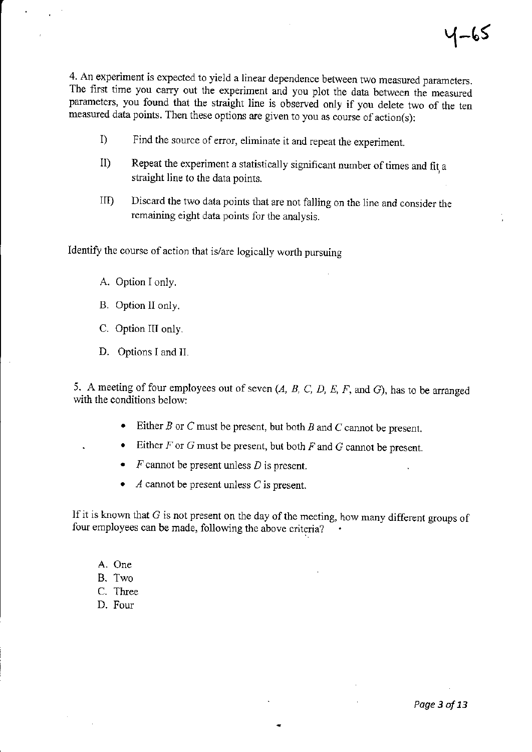4-65

4. An experiment is expected to yield a linear dependence between two measured parameters. The first time you carry out the experiment and you plot the data between the measured parameters, you found that the straight line is observed only if you delete two of the ten measured data points. Then these options are given to you as course of action(s):

I) Find the source of error, eliminate it and repeat the experiment.

II) Repeat the experiment a statistically significant number of times and fit a straight line to the data points.

III) Discard the two data points that are not falling on the line and consider the remaining eight data points for the analysis.

Identify the course of action that is/are logically worth pursuing

A. Option I only.

B. Option II only.

C. Option III only.

D. Options I and II.

5. A meeting of four employees out of seven (*A*, *B*, *C*, *D*, *E*, *F*, and *G*), has to be arranged with the conditions below:

- Either *B* or *C* must be present, but both *B* and *C* cannot be present.
- Either *F* or *G* must be present, but both *F* and *G* cannot be present.
- *F* cannot be present unless *D* is present.
- *A* cannot be present unless *C* is present.

If it is known that *G* is not present on the day of the meeting, how many different groups of four employees can be made, following the above criteria?

A. One
B. Two
C. Three
D. Four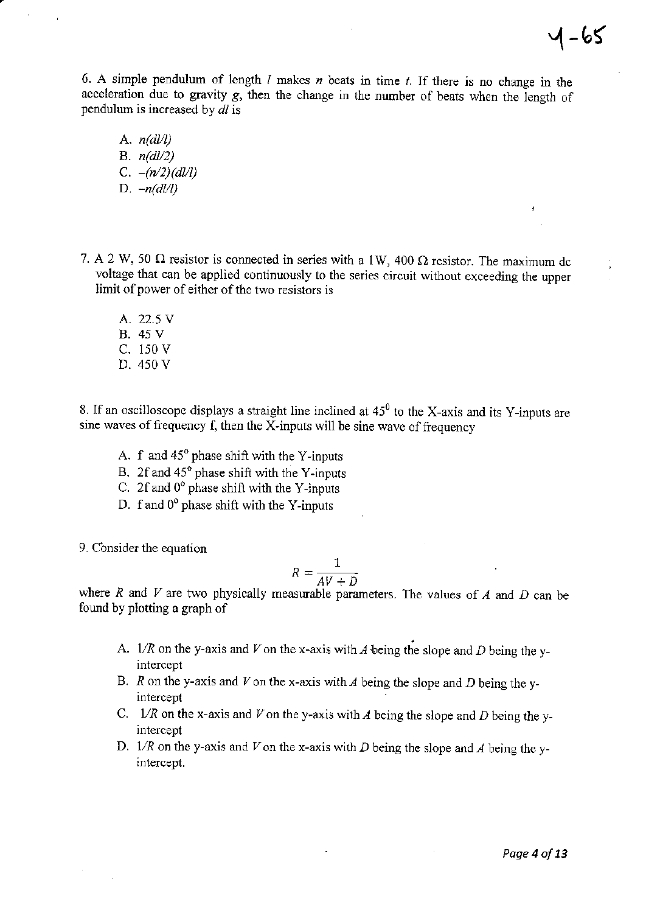6. A simple pendulum of length $l$ makes $n$ beats in time $t$. If there is no change in the acceleration due to gravity $g$, then the change in the number of beats when the length of pendulum is increased by $dl$ is

A. $n(dl/l)$
B. $n(dl/2)$
C. $-(n/2)(dl/l)$
D. $-n(dl/l)$

7. A 2 W, 50 Ω resistor is connected in series with a 1W, 400 Ω resistor. The maximum dc voltage that can be applied continuously to the series circuit without exceeding the upper limit of power of either of the two resistors is

A. 22.5 V
B. 45 V
C. 150 V
D. 450 V

8. If an oscilloscope displays a straight line inclined at $45^0$ to the X-axis and its Y-inputs are sine waves of frequency f, then the X-inputs will be sine wave of frequency

A. f and $45^o$ phase shift with the Y-inputs
B. 2f and $45^o$ phase shift with the Y-inputs
C. 2f and $0^o$ phase shift with the Y-inputs
D. f and $0^o$ phase shift with the Y-inputs

9. Consider the equation

$$R = \frac{1}{AV + D}$$

where $R$ and $V$ are two physically measurable parameters. The values of $A$ and $D$ can be found by plotting a graph of

A. $1/R$ on the y-axis and $V$ on the x-axis with $A$ being the slope and $D$ being the y-intercept
B. $R$ on the y-axis and $V$ on the x-axis with $A$ being the slope and $D$ being the y-intercept
C. $1/R$ on the x-axis and $V$ on the y-axis with $A$ being the slope and $D$ being the y-intercept
D. $1/R$ on the y-axis and $V$ on the x-axis with $D$ being the slope and $A$ being the y-intercept.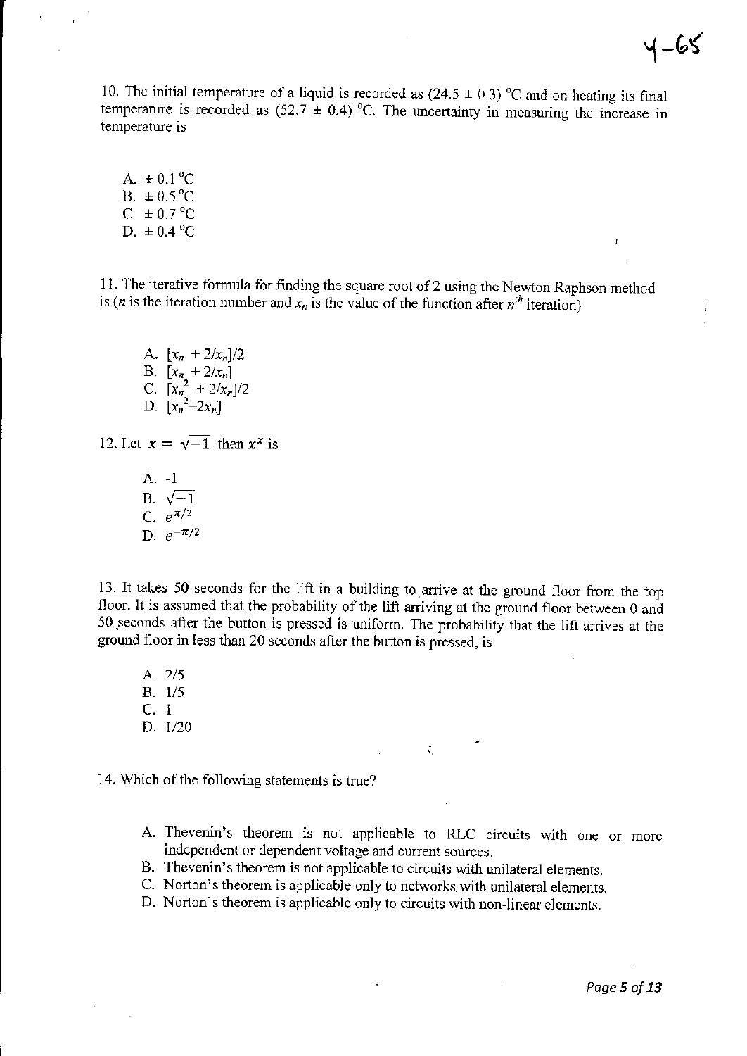10. The initial temperature of a liquid is recorded as $(24.5 \pm 0.3)$ °C and on heating its final temperature is recorded as $(52.7 \pm 0.4)$ °C. The uncertainty in measuring the increase in temperature is

A. $\pm 0.1$ °C
B. $\pm 0.5$ °C
C. $\pm 0.7$ °C
D. $\pm 0.4$ °C

11. The iterative formula for finding the square root of 2 using the Newton Raphson method is ($n$ is the iteration number and $x_n$ is the value of the function after $n^{th}$ iteration)

A. $[x_n + 2/x_n]/2$
B. $[x_n + 2/x_n]$
C. $[x_n^2 + 2/x_n]/2$
D. $[x_n^2+2x_n]$

12. Let $x = \sqrt{-1}$ then $x^x$ is

A. -1
B. $\sqrt{-1}$
C. $e^{\pi/2}$
D. $e^{-\pi/2}$

13. It takes 50 seconds for the lift in a building to arrive at the ground floor from the top floor. It is assumed that the probability of the lift arriving at the ground floor between 0 and 50 seconds after the button is pressed is uniform. The probability that the lift arrives at the ground floor in less than 20 seconds after the button is pressed, is

A. 2/5
B. 1/5
C. 1
D. 1/20

14. Which of the following statements is true?

A. Thevenin's theorem is not applicable to RLC circuits with one or more independent or dependent voltage and current sources.
B. Thevenin's theorem is not applicable to circuits with unilateral elements.
C. Norton's theorem is applicable only to networks with unilateral elements.
D. Norton's theorem is applicable only to circuits with non-linear elements.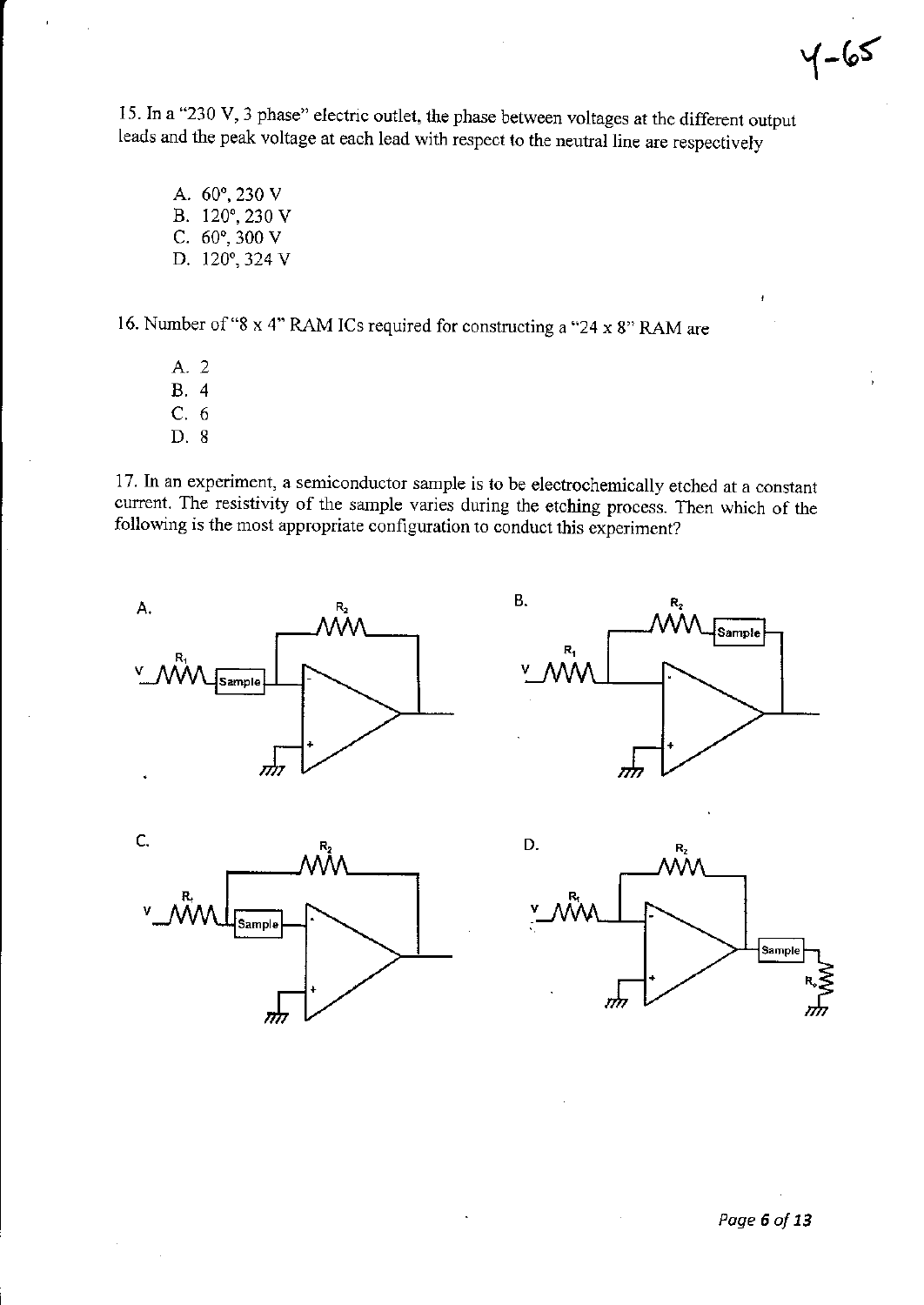15. In a "230 V, 3 phase" electric outlet, the phase between voltages at the different output leads and the peak voltage at each lead with respect to the neutral line are respectively

A. 60°, 230 V
B. 120°, 230 V
C. 60°, 300 V
D. 120°, 324 V

16. Number of "8 x 4" RAM ICs required for constructing a "24 x 8" RAM are

A. 2
B. 4
C. 6
D. 8

17. In an experiment, a semiconductor sample is to be electrochemically etched at a constant current. The resistivity of the sample varies during the etching process. Then which of the following is the most appropriate configuration to conduct this experiment?

A. (Circuit: V — $R_1$ — Sample — inverting (−) input of op-amp; $R_2$ feedback from output to (−) input; (+) input grounded)

B. (Circuit: V — $R_1$ — inverting (−) input of op-amp; feedback path $R_2$ in series with Sample from output to (−) input; (+) input grounded)

C. (Circuit: V — $R_1$ — node connected to $R_2$ feedback from output; node — Sample — inverting (−) input of op-amp; (+) input grounded)

D. (Circuit: V — $R_1$ — inverting (−) input of op-amp; $R_2$ feedback from output to (−) input; (+) input grounded; output — Sample — $R_L$ — ground)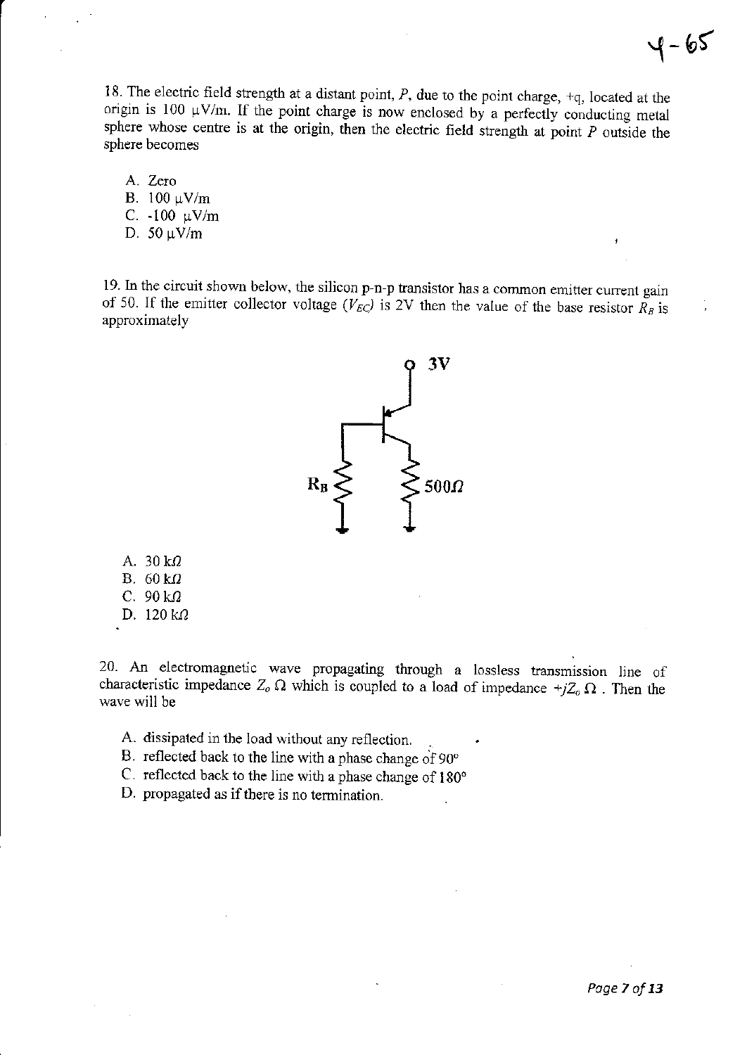18. The electric field strength at a distant point, $P$, due to the point charge, $+q$, located at the origin is 100 μV/m. If the point charge is now enclosed by a perfectly conducting metal sphere whose centre is at the origin, then the electric field strength at point $P$ outside the sphere becomes

A. Zero
B. 100 μV/m
C. -100 μV/m
D. 50 μV/m

19. In the circuit shown below, the silicon p-n-p transistor has a common emitter current gain of 50. If the emitter collector voltage ($V_{EC}$) is 2V then the value of the base resistor $R_B$ is approximately

3V

$R_B$

500Ω

A. 30 kΩ
B. 60 kΩ
C. 90 kΩ
D. 120 kΩ

20. An electromagnetic wave propagating through a lossless transmission line of characteristic impedance $Z_o$ Ω which is coupled to a load of impedance $+jZ_o$ Ω . Then the wave will be

A. dissipated in the load without any reflection.
B. reflected back to the line with a phase change of 90°
C. reflected back to the line with a phase change of 180°
D. propagated as if there is no termination.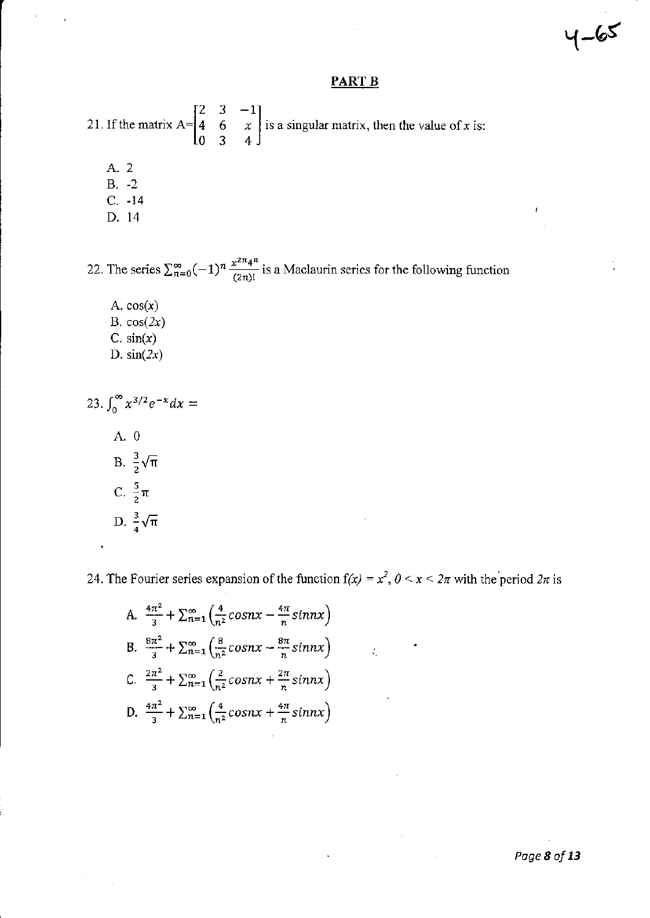## PART B

21. If the matrix $A=\begin{bmatrix} 2 & 3 & -1 \\ 4 & 6 & x \\ 0 & 3 & 4 \end{bmatrix}$ is a singular matrix, then the value of $x$ is:

A. 2
B. -2
C. -14
D. 14

22. The series $\sum_{n=0}^{\infty}(-1)^n \frac{x^{2n}4^n}{(2n)!}$ is a Maclaurin series for the following function

A. $\cos(x)$
B. $\cos(2x)$
C. $\sin(x)$
D. $\sin(2x)$

23. $\int_0^{\infty} x^{3/2}e^{-x}dx =$

A. 0
B. $\frac{3}{2}\sqrt{\pi}$
C. $\frac{5}{2}\pi$
D. $\frac{3}{4}\sqrt{\pi}$

24. The Fourier series expansion of the function $f(x) = x^2$, $0 < x < 2\pi$ with the period $2\pi$ is

A. $\frac{4\pi^2}{3} + \sum_{n=1}^{\infty}\left(\frac{4}{n^2}cosnx - \frac{4\pi}{n}sinnx\right)$
B. $\frac{8\pi^2}{3} + \sum_{n=1}^{\infty}\left(\frac{8}{n^2}cosnx - \frac{8\pi}{n}sinnx\right)$
C. $\frac{2\pi^2}{3} + \sum_{n=1}^{\infty}\left(\frac{2}{n^2}cosnx + \frac{2\pi}{n}sinnx\right)$
D. $\frac{4\pi^2}{3} + \sum_{n=1}^{\infty}\left(\frac{4}{n^2}cosnx + \frac{4\pi}{n}sinnx\right)$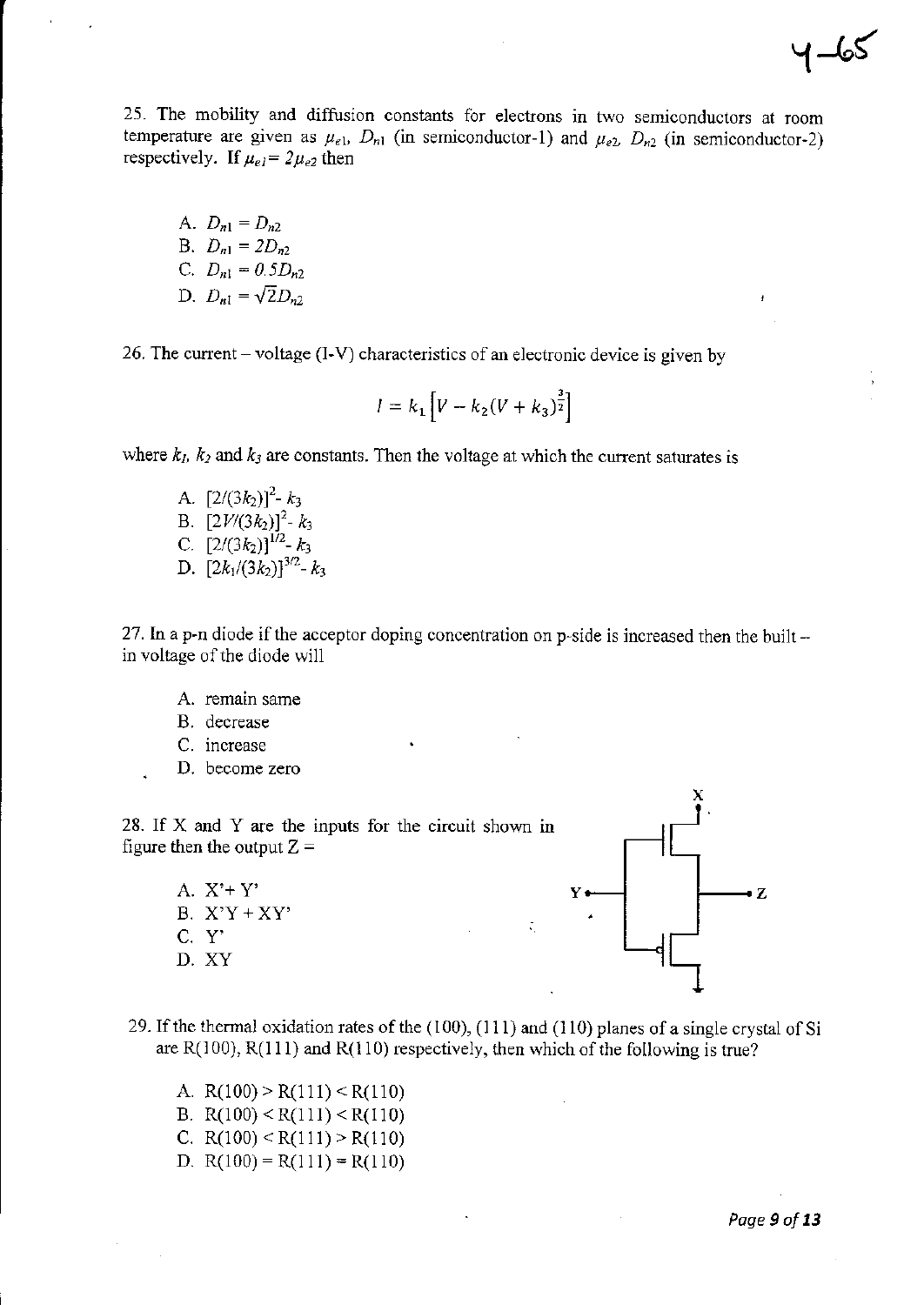25. The mobility and diffusion constants for electrons in two semiconductors at room temperature are given as $\mu_{e1}$, $D_{n1}$ (in semiconductor-1) and $\mu_{e2}$, $D_{n2}$ (in semiconductor-2) respectively. If $\mu_{e1} = 2\mu_{e2}$ then

A. $D_{n1} = D_{n2}$
B. $D_{n1} = 2D_{n2}$
C. $D_{n1} = 0.5D_{n2}$
D. $D_{n1} = \sqrt{2}D_{n2}$

26. The current – voltage (I-V) characteristics of an electronic device is given by

$$I = k_1\left[V - k_2(V + k_3)^{\frac{3}{2}}\right]$$

where $k_1$, $k_2$ and $k_3$ are constants. Then the voltage at which the current saturates is

A. $[2/(3k_2)]^2 - k_3$
B. $[2V/(3k_2)]^2 - k_3$
C. $[2/(3k_2)]^{1/2} - k_3$
D. $[2k_1/(3k_2)]^{3/2} - k_3$

27. In a p-n diode if the acceptor doping concentration on p-side is increased then the built – in voltage of the diode will

A. remain same
B. decrease
C. increase
D. become zero

28. If X and Y are the inputs for the circuit shown in figure then the output Z =

A. X'+ Y'
B. X'Y + XY'
C. Y'
D. XY

29. If the thermal oxidation rates of the (100), (111) and (110) planes of a single crystal of Si are R(100), R(111) and R(110) respectively, then which of the following is true?

A. R(100) > R(111) < R(110)
B. R(100) < R(111) < R(110)
C. R(100) < R(111) > R(110)
D. R(100) = R(111) = R(110)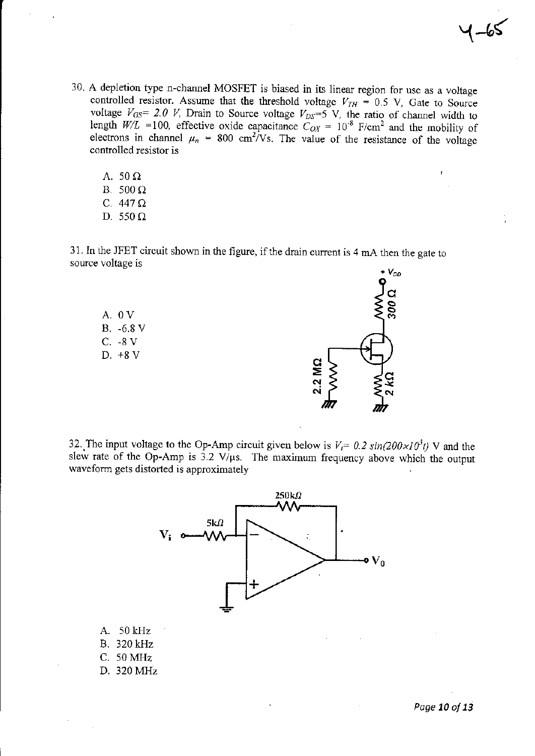30. A depletion type n-channel MOSFET is biased in its linear region for use as a voltage controlled resistor. Assume that the threshold voltage $V_{TH}$ = 0.5 V, Gate to Source voltage $V_{GS}$= 2.0 V, Drain to Source voltage $V_{DS}$=5 V, the ratio of channel width to length $W/L$ =100, effective oxide capacitance $C_{OX}$ = $10^{-8}$ F/cm$^2$ and the mobility of electrons in channel $\mu_n$ = 800 cm$^2$/Vs. The value of the resistance of the voltage controlled resistor is

A. 50 Ω
B. 500 Ω
C. 447 Ω
D. 550 Ω

31. In the JFET circuit shown in the figure, if the drain current is 4 mA then the gate to source voltage is

A. 0 V
B. -6.8 V
C. -8 V
D. +8 V

$+V_{DD}$, 300 Ω, 2.2 MΩ, 2 kΩ

32. The input voltage to the Op-Amp circuit given below is $V_i$= $0.2\sin(200\times10^3 t)$ V and the slew rate of the Op-Amp is 3.2 V/μs. The maximum frequency above which the output waveform gets distorted is approximately

$V_i$, 5kΩ, 250kΩ, $V_0$

A. 50 kHz
B. 320 kHz
C. 50 MHz
D. 320 MHz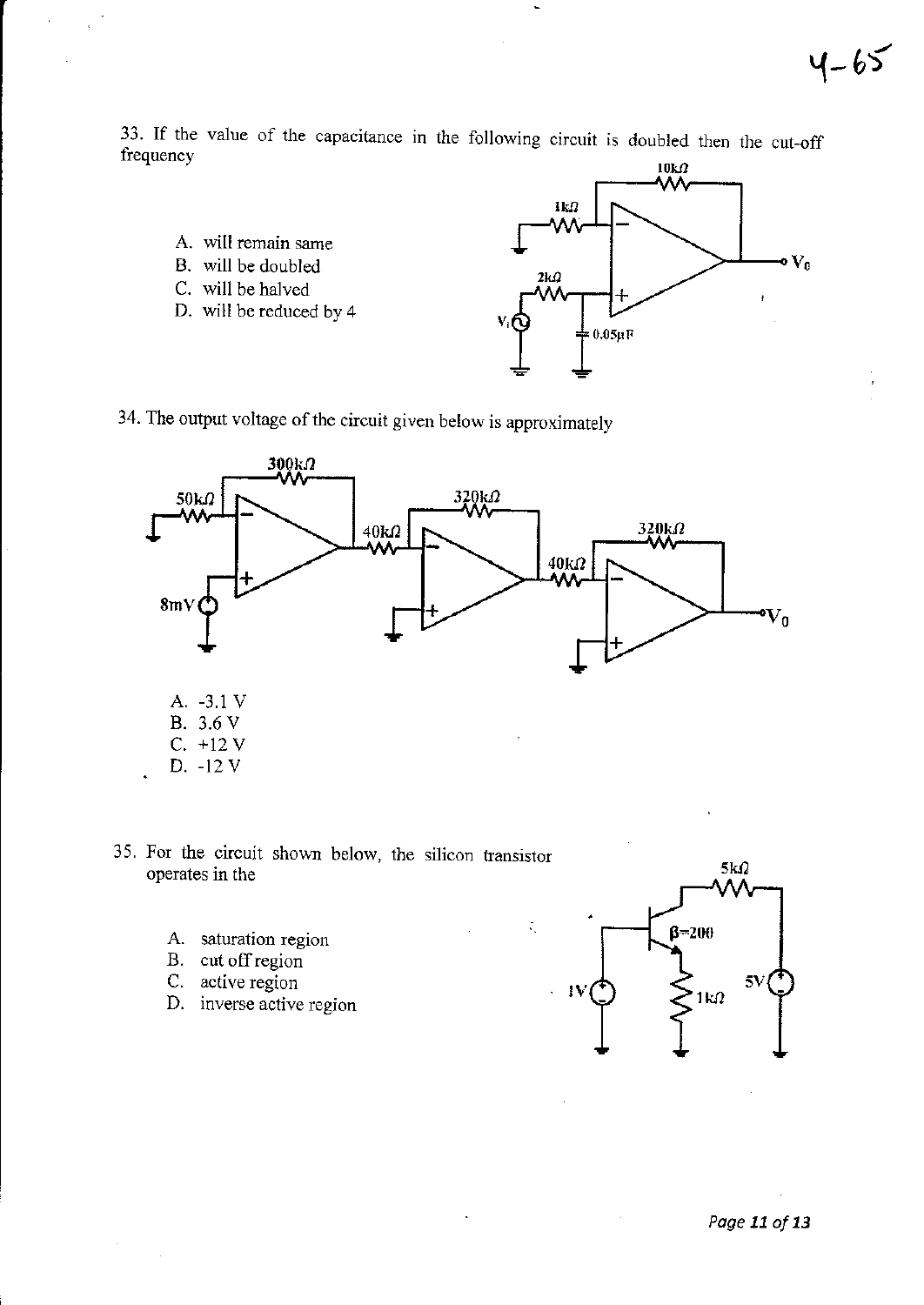33. If the value of the capacitance in the following circuit is doubled then the cut-off frequency

A. will remain same
B. will be doubled
C. will be halved
D. will be reduced by 4

34. The output voltage of the circuit given below is approximately

A. -3.1 V
B. 3.6 V
C. +12 V
D. -12 V

35. For the circuit shown below, the silicon transistor operates in the

A. saturation region
B. cut off region
C. active region
D. inverse active region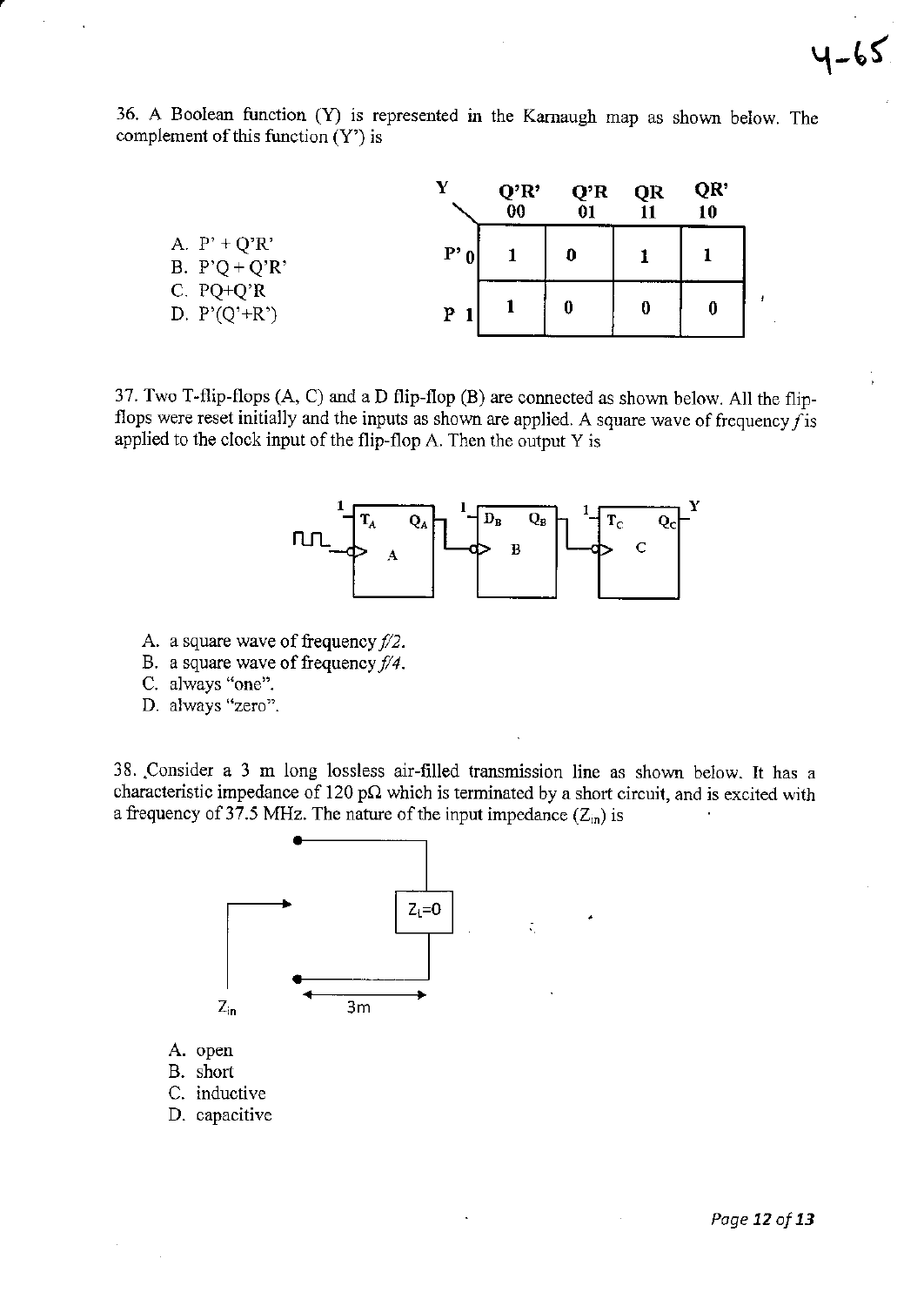36. A Boolean function (Y) is represented in the Karnaugh map as shown below. The complement of this function (Y') is

A. P' + Q'R'
B. P'Q + Q'R'
C. PQ+Q'R
D. P'(Q'+R')

| Y | Q'R' 00 | Q'R 01 | QR 11 | QR' 10 |
|---|---|---|---|---|
| P' 0 | 1 | 0 | 1 | 1 |
| P 1 | 1 | 0 | 0 | 0 |

37. Two T-flip-flops (A, C) and a D flip-flop (B) are connected as shown below. All the flip-flops were reset initially and the inputs as shown are applied. A square wave of frequency *f* is applied to the clock input of the flip-flop A. Then the output Y is

A. a square wave of frequency *f/2*.
B. a square wave of frequency *f/4*.
C. always "one".
D. always "zero".

38. Consider a 3 m long lossless air-filled transmission line as shown below. It has a characteristic impedance of 120 pΩ which is terminated by a short circuit, and is excited with a frequency of 37.5 MHz. The nature of the input impedance ($Z_{in}$) is

A. open
B. short
C. inductive
D. capacitive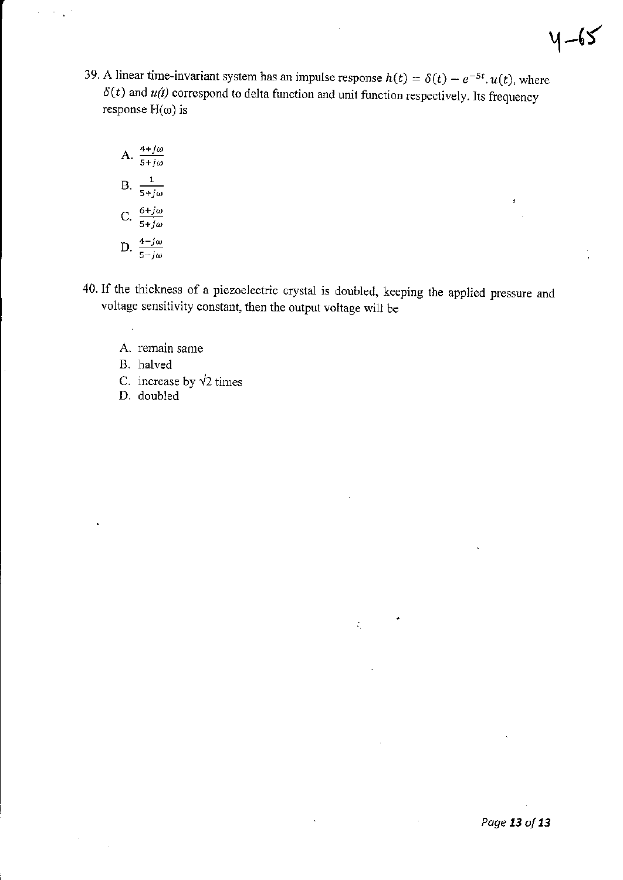39. A linear time-invariant system has an impulse response $h(t) = \delta(t) - e^{-5t}.u(t)$, where $\delta(t)$ and $u(t)$ correspond to delta function and unit function respectively. Its frequency response $H(\omega)$ is

   A. $\frac{4+j\omega}{5+j\omega}$

   B. $\frac{1}{5+j\omega}$

   C. $\frac{6+j\omega}{5+j\omega}$

   D. $\frac{4-j\omega}{5-j\omega}$

40. If the thickness of a piezoelectric crystal is doubled, keeping the applied pressure and voltage sensitivity constant, then the output voltage will be

   A. remain same
   B. halved
   C. increase by $\sqrt{2}$ times
   D. doubled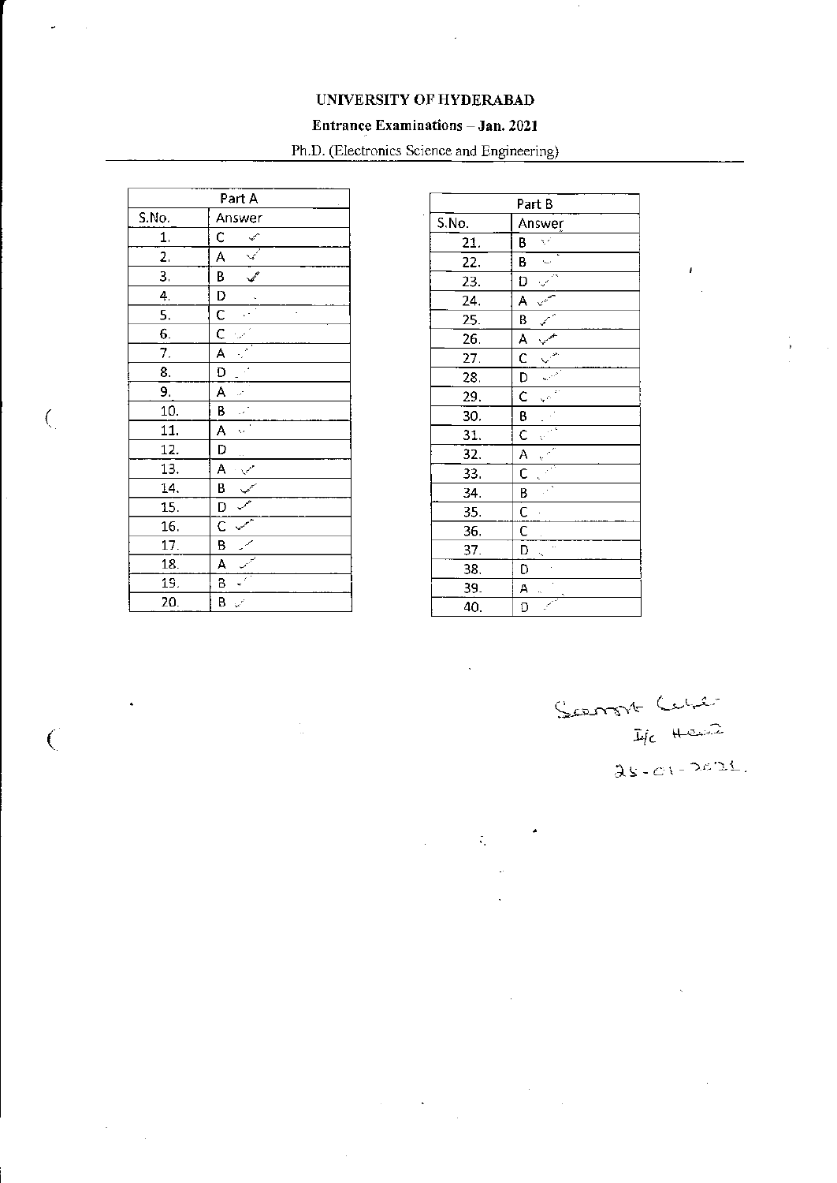# UNIVERSITY OF HYDERABAD

## Entrance Examinations – Jan. 2021

Ph.D. (Electronics Science and Engineering)

| Part A | |
|---|---|
| S.No. | Answer |
| 1. | C |
| 2. | A |
| 3. | B |
| 4. | D |
| 5. | C |
| 6. | C |
| 7. | A |
| 8. | D |
| 9. | A |
| 10. | B |
| 11. | A |
| 12. | D |
| 13. | A |
| 14. | B |
| 15. | D |
| 16. | C |
| 17. | B |
| 18. | A |
| 19. | B |
| 20. | B |

| Part B | |
|---|---|
| S.No. | Answer |
| 21. | B |
| 22. | B |
| 23. | D |
| 24. | A |
| 25. | B |
| 26. | A |
| 27. | C |
| 28. | D |
| 29. | C |
| 30. | B |
| 31. | C |
| 32. | A |
| 33. | C |
| 34. | B |
| 35. | C |
| 36. | C |
| 37. | D |
| 38. | D |
| 39. | A |
| 40. | D |

Scrutiny Cell
I/c Head
25-01-2021.